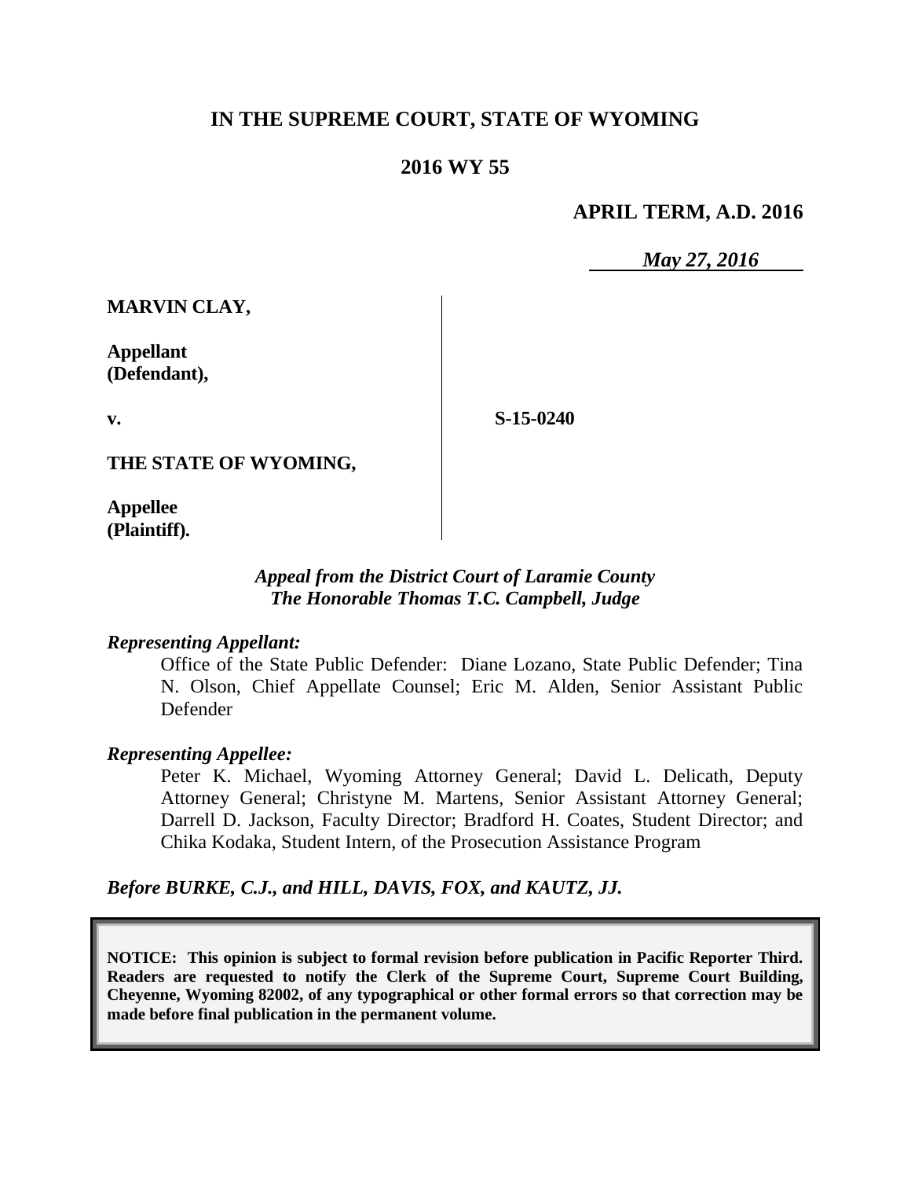# IN THE SUPREME COURT, STATE OF WYOMING

## 2016 WY 55

**APRIL TERM, A.D. 2016**

*May 27, 2016*

**MARVIN CLAY,**

**Appellant (Defendant),**

**v.**

**S-15-0240**

**THE STATE OF WYOMING,**

**Appellee (Plaintiff).**

*Appeal from the District Court of Laramie County*
*The Honorable Thomas T.C. Campbell, Judge*

*Representing Appellant:*

Office of the State Public Defender: Diane Lozano, State Public Defender; Tina N. Olson, Chief Appellate Counsel; Eric M. Alden, Senior Assistant Public Defender

*Representing Appellee:*

Peter K. Michael, Wyoming Attorney General; David L. Delicath, Deputy Attorney General; Christyne M. Martens, Senior Assistant Attorney General; Darrell D. Jackson, Faculty Director; Bradford H. Coates, Student Director; and Chika Kodaka, Student Intern, of the Prosecution Assistance Program

*Before BURKE, C.J., and HILL, DAVIS, FOX, and KAUTZ, JJ.*

**NOTICE: This opinion is subject to formal revision before publication in Pacific Reporter Third. Readers are requested to notify the Clerk of the Supreme Court, Supreme Court Building, Cheyenne, Wyoming 82002, of any typographical or other formal errors so that correction may be made before final publication in the permanent volume.**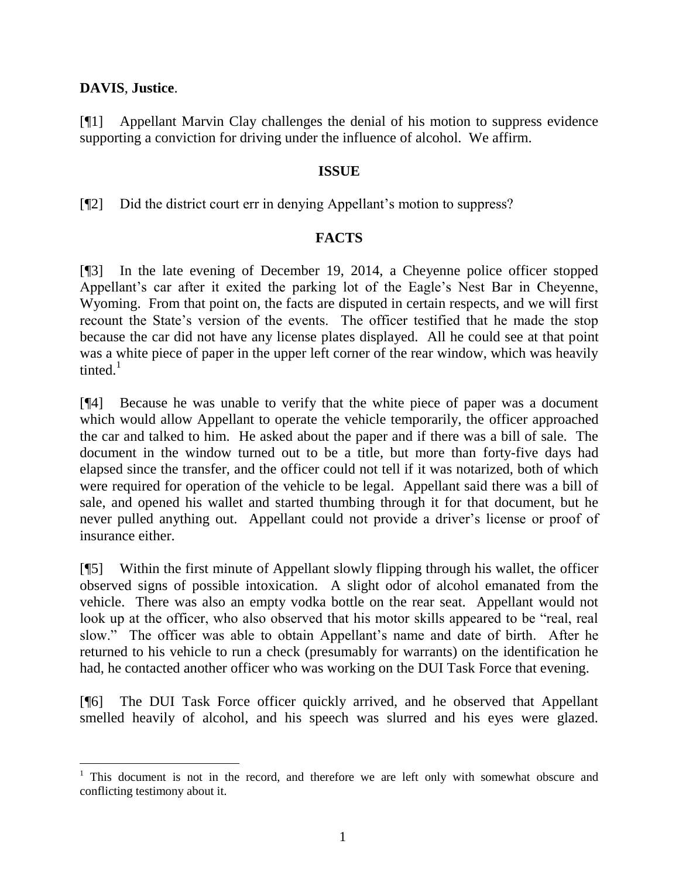**DAVIS**, **Justice**.

[¶1] Appellant Marvin Clay challenges the denial of his motion to suppress evidence supporting a conviction for driving under the influence of alcohol. We affirm.

## ISSUE

[¶2] Did the district court err in denying Appellant's motion to suppress?

## FACTS

[¶3] In the late evening of December 19, 2014, a Cheyenne police officer stopped Appellant's car after it exited the parking lot of the Eagle's Nest Bar in Cheyenne, Wyoming. From that point on, the facts are disputed in certain respects, and we will first recount the State's version of the events. The officer testified that he made the stop because the car did not have any license plates displayed. All he could see at that point was a white piece of paper in the upper left corner of the rear window, which was heavily tinted.[1]

[¶4] Because he was unable to verify that the white piece of paper was a document which would allow Appellant to operate the vehicle temporarily, the officer approached the car and talked to him. He asked about the paper and if there was a bill of sale. The document in the window turned out to be a title, but more than forty-five days had elapsed since the transfer, and the officer could not tell if it was notarized, both of which were required for operation of the vehicle to be legal. Appellant said there was a bill of sale, and opened his wallet and started thumbing through it for that document, but he never pulled anything out. Appellant could not provide a driver's license or proof of insurance either.

[¶5] Within the first minute of Appellant slowly flipping through his wallet, the officer observed signs of possible intoxication. A slight odor of alcohol emanated from the vehicle. There was also an empty vodka bottle on the rear seat. Appellant would not look up at the officer, who also observed that his motor skills appeared to be "real, real slow." The officer was able to obtain Appellant's name and date of birth. After he returned to his vehicle to run a check (presumably for warrants) on the identification he had, he contacted another officer who was working on the DUI Task Force that evening.

[¶6] The DUI Task Force officer quickly arrived, and he observed that Appellant smelled heavily of alcohol, and his speech was slurred and his eyes were glazed.

---

[1] This document is not in the record, and therefore we are left only with somewhat obscure and conflicting testimony about it.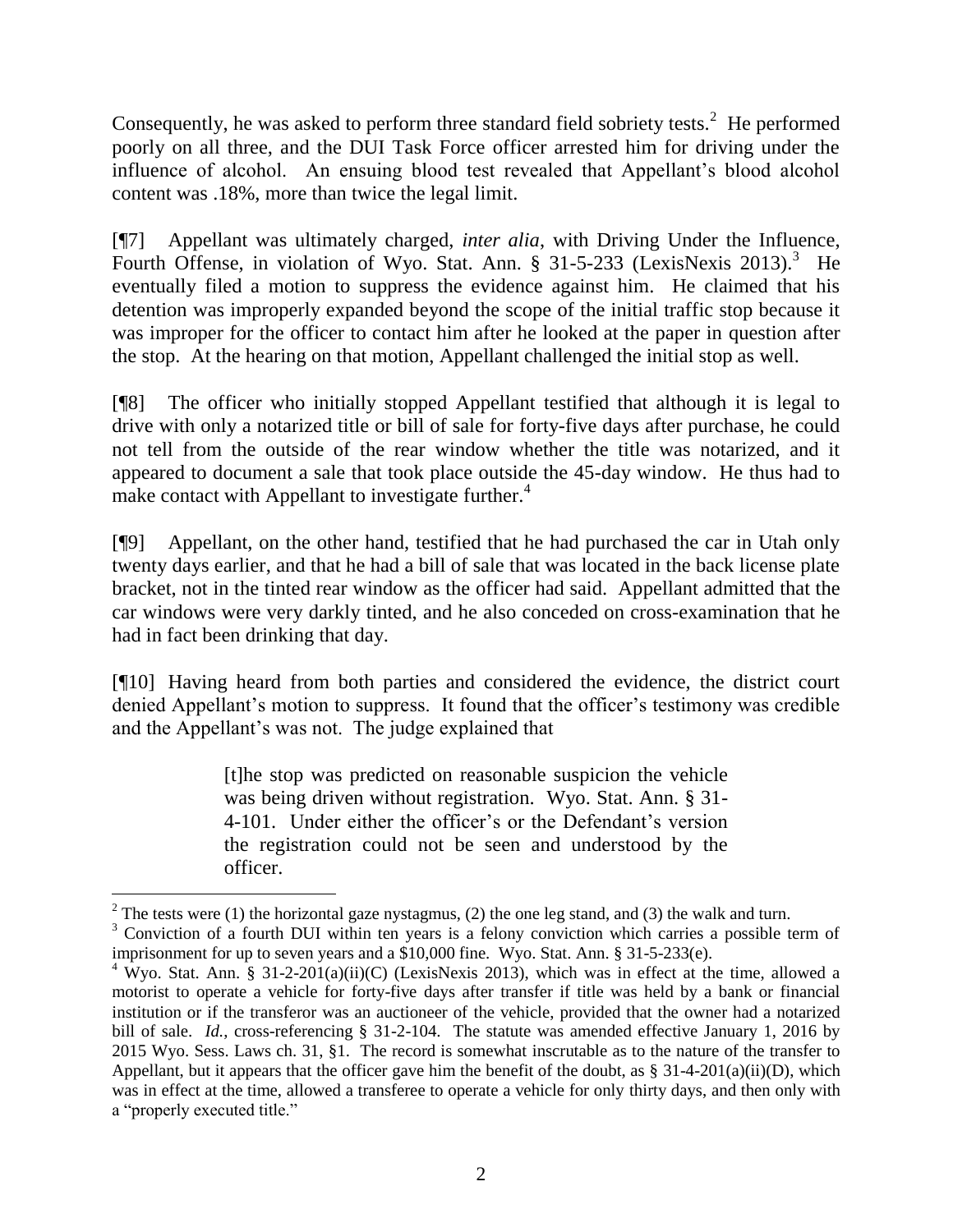Consequently, he was asked to perform three standard field sobriety tests.[2] He performed poorly on all three, and the DUI Task Force officer arrested him for driving under the influence of alcohol. An ensuing blood test revealed that Appellant's blood alcohol content was .18%, more than twice the legal limit.

[¶7] Appellant was ultimately charged, *inter alia*, with Driving Under the Influence, Fourth Offense, in violation of Wyo. Stat. Ann. § 31-5-233 (LexisNexis 2013).[3] He eventually filed a motion to suppress the evidence against him. He claimed that his detention was improperly expanded beyond the scope of the initial traffic stop because it was improper for the officer to contact him after he looked at the paper in question after the stop. At the hearing on that motion, Appellant challenged the initial stop as well.

[¶8] The officer who initially stopped Appellant testified that although it is legal to drive with only a notarized title or bill of sale for forty-five days after purchase, he could not tell from the outside of the rear window whether the title was notarized, and it appeared to document a sale that took place outside the 45-day window. He thus had to make contact with Appellant to investigate further.[4]

[¶9] Appellant, on the other hand, testified that he had purchased the car in Utah only twenty days earlier, and that he had a bill of sale that was located in the back license plate bracket, not in the tinted rear window as the officer had said. Appellant admitted that the car windows were very darkly tinted, and he also conceded on cross-examination that he had in fact been drinking that day.

[¶10] Having heard from both parties and considered the evidence, the district court denied Appellant's motion to suppress. It found that the officer's testimony was credible and the Appellant's was not. The judge explained that

> [t]he stop was predicted on reasonable suspicion the vehicle was being driven without registration. Wyo. Stat. Ann. § 31-4-101. Under either the officer's or the Defendant's version the registration could not be seen and understood by the officer.

---

[2] The tests were (1) the horizontal gaze nystagmus, (2) the one leg stand, and (3) the walk and turn.

[3] Conviction of a fourth DUI within ten years is a felony conviction which carries a possible term of imprisonment for up to seven years and a $10,000 fine. Wyo. Stat. Ann. § 31-5-233(e).

[4] Wyo. Stat. Ann. § 31-2-201(a)(ii)(C) (LexisNexis 2013), which was in effect at the time, allowed a motorist to operate a vehicle for forty-five days after transfer if title was held by a bank or financial institution or if the transferor was an auctioneer of the vehicle, provided that the owner had a notarized bill of sale. *Id.*, cross-referencing § 31-2-104. The statute was amended effective January 1, 2016 by 2015 Wyo. Sess. Laws ch. 31, §1. The record is somewhat inscrutable as to the nature of the transfer to Appellant, but it appears that the officer gave him the benefit of the doubt, as § 31-4-201(a)(ii)(D), which was in effect at the time, allowed a transferee to operate a vehicle for only thirty days, and then only with a "properly executed title."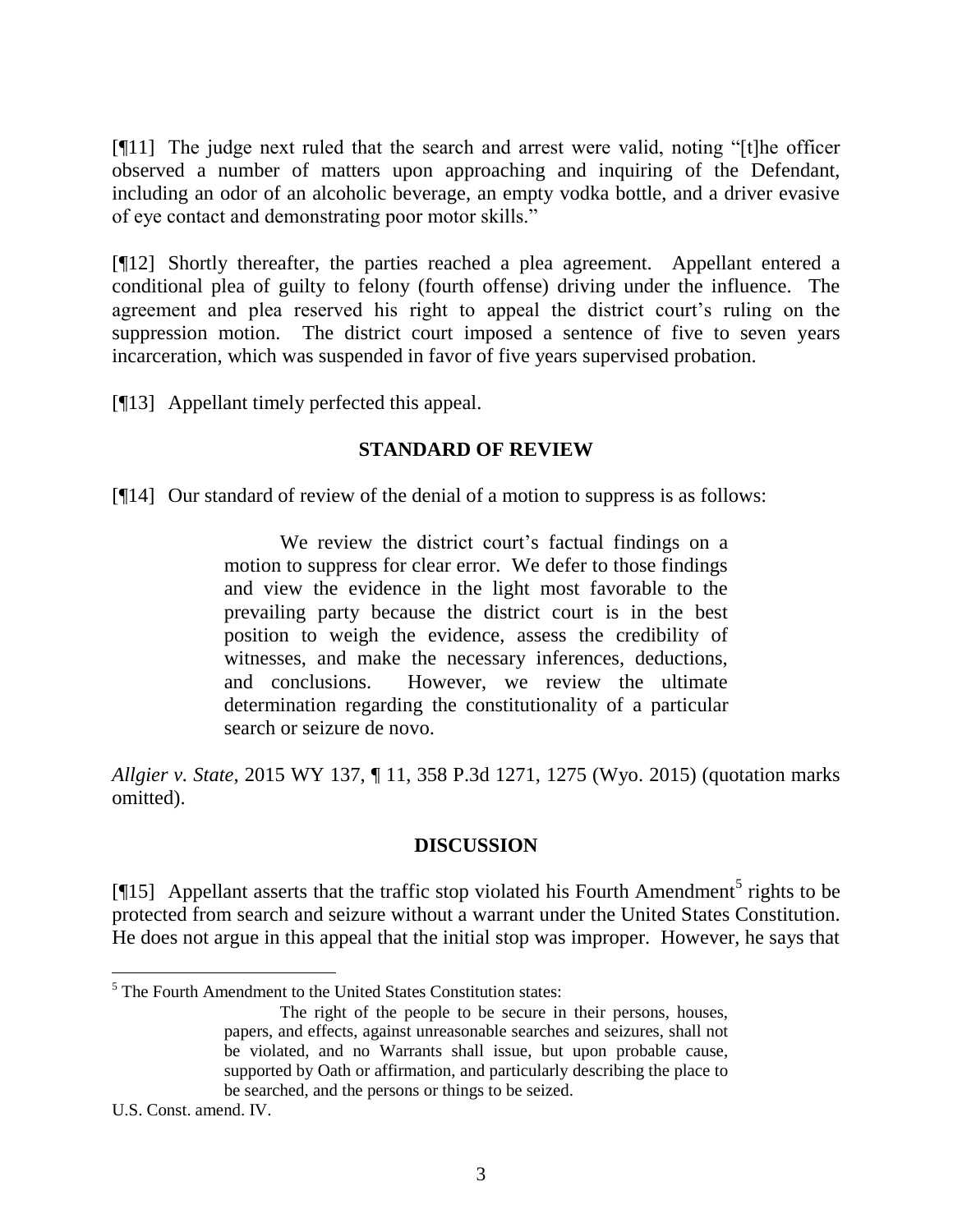[¶11] The judge next ruled that the search and arrest were valid, noting "[t]he officer observed a number of matters upon approaching and inquiring of the Defendant, including an odor of an alcoholic beverage, an empty vodka bottle, and a driver evasive of eye contact and demonstrating poor motor skills."

[¶12] Shortly thereafter, the parties reached a plea agreement. Appellant entered a conditional plea of guilty to felony (fourth offense) driving under the influence. The agreement and plea reserved his right to appeal the district court's ruling on the suppression motion. The district court imposed a sentence of five to seven years incarceration, which was suspended in favor of five years supervised probation.

[¶13] Appellant timely perfected this appeal.

## STANDARD OF REVIEW

[¶14] Our standard of review of the denial of a motion to suppress is as follows:

> We review the district court's factual findings on a motion to suppress for clear error. We defer to those findings and view the evidence in the light most favorable to the prevailing party because the district court is in the best position to weigh the evidence, assess the credibility of witnesses, and make the necessary inferences, deductions, and conclusions. However, we review the ultimate determination regarding the constitutionality of a particular search or seizure de novo.

*Allgier v. State*, 2015 WY 137, ¶ 11, 358 P.3d 1271, 1275 (Wyo. 2015) (quotation marks omitted).

## DISCUSSION

[¶15] Appellant asserts that the traffic stop violated his Fourth Amendment[5] rights to be protected from search and seizure without a warrant under the United States Constitution. He does not argue in this appeal that the initial stop was improper. However, he says that

---

[5] The Fourth Amendment to the United States Constitution states:

> The right of the people to be secure in their persons, houses, papers, and effects, against unreasonable searches and seizures, shall not be violated, and no Warrants shall issue, but upon probable cause, supported by Oath or affirmation, and particularly describing the place to be searched, and the persons or things to be seized.

U.S. Const. amend. IV.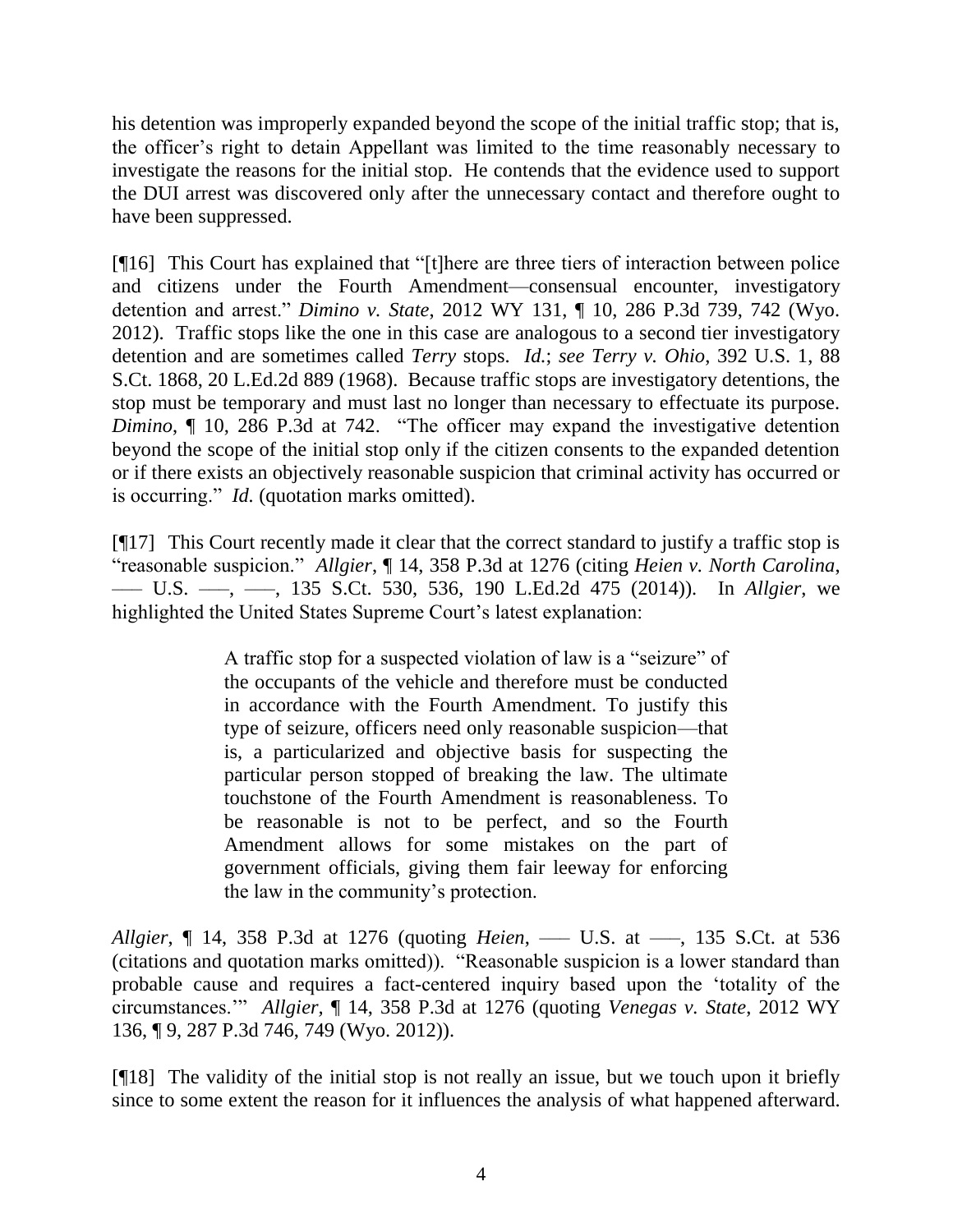his detention was improperly expanded beyond the scope of the initial traffic stop; that is, the officer's right to detain Appellant was limited to the time reasonably necessary to investigate the reasons for the initial stop. He contends that the evidence used to support the DUI arrest was discovered only after the unnecessary contact and therefore ought to have been suppressed.

[¶16] This Court has explained that "[t]here are three tiers of interaction between police and citizens under the Fourth Amendment—consensual encounter, investigatory detention and arrest." *Dimino v. State*, 2012 WY 131, ¶ 10, 286 P.3d 739, 742 (Wyo. 2012). Traffic stops like the one in this case are analogous to a second tier investigatory detention and are sometimes called *Terry* stops. *Id.*; *see Terry v. Ohio*, 392 U.S. 1, 88 S.Ct. 1868, 20 L.Ed.2d 889 (1968). Because traffic stops are investigatory detentions, the stop must be temporary and must last no longer than necessary to effectuate its purpose. *Dimino*, ¶ 10, 286 P.3d at 742. "The officer may expand the investigative detention beyond the scope of the initial stop only if the citizen consents to the expanded detention or if there exists an objectively reasonable suspicion that criminal activity has occurred or is occurring." *Id.* (quotation marks omitted).

[¶17] This Court recently made it clear that the correct standard to justify a traffic stop is "reasonable suspicion." *Allgier*, ¶ 14, 358 P.3d at 1276 (citing *Heien v. North Carolina*, ––– U.S. –––, –––, 135 S.Ct. 530, 536, 190 L.Ed.2d 475 (2014)). In *Allgier*, we highlighted the United States Supreme Court's latest explanation:

> A traffic stop for a suspected violation of law is a "seizure" of the occupants of the vehicle and therefore must be conducted in accordance with the Fourth Amendment. To justify this type of seizure, officers need only reasonable suspicion—that is, a particularized and objective basis for suspecting the particular person stopped of breaking the law. The ultimate touchstone of the Fourth Amendment is reasonableness. To be reasonable is not to be perfect, and so the Fourth Amendment allows for some mistakes on the part of government officials, giving them fair leeway for enforcing the law in the community's protection.

*Allgier*, ¶ 14, 358 P.3d at 1276 (quoting *Heien*, ––– U.S. at –––, 135 S.Ct. at 536 (citations and quotation marks omitted)). "Reasonable suspicion is a lower standard than probable cause and requires a fact-centered inquiry based upon the 'totality of the circumstances.'" *Allgier*, ¶ 14, 358 P.3d at 1276 (quoting *Venegas v. State*, 2012 WY 136, ¶ 9, 287 P.3d 746, 749 (Wyo. 2012)).

[¶18] The validity of the initial stop is not really an issue, but we touch upon it briefly since to some extent the reason for it influences the analysis of what happened afterward.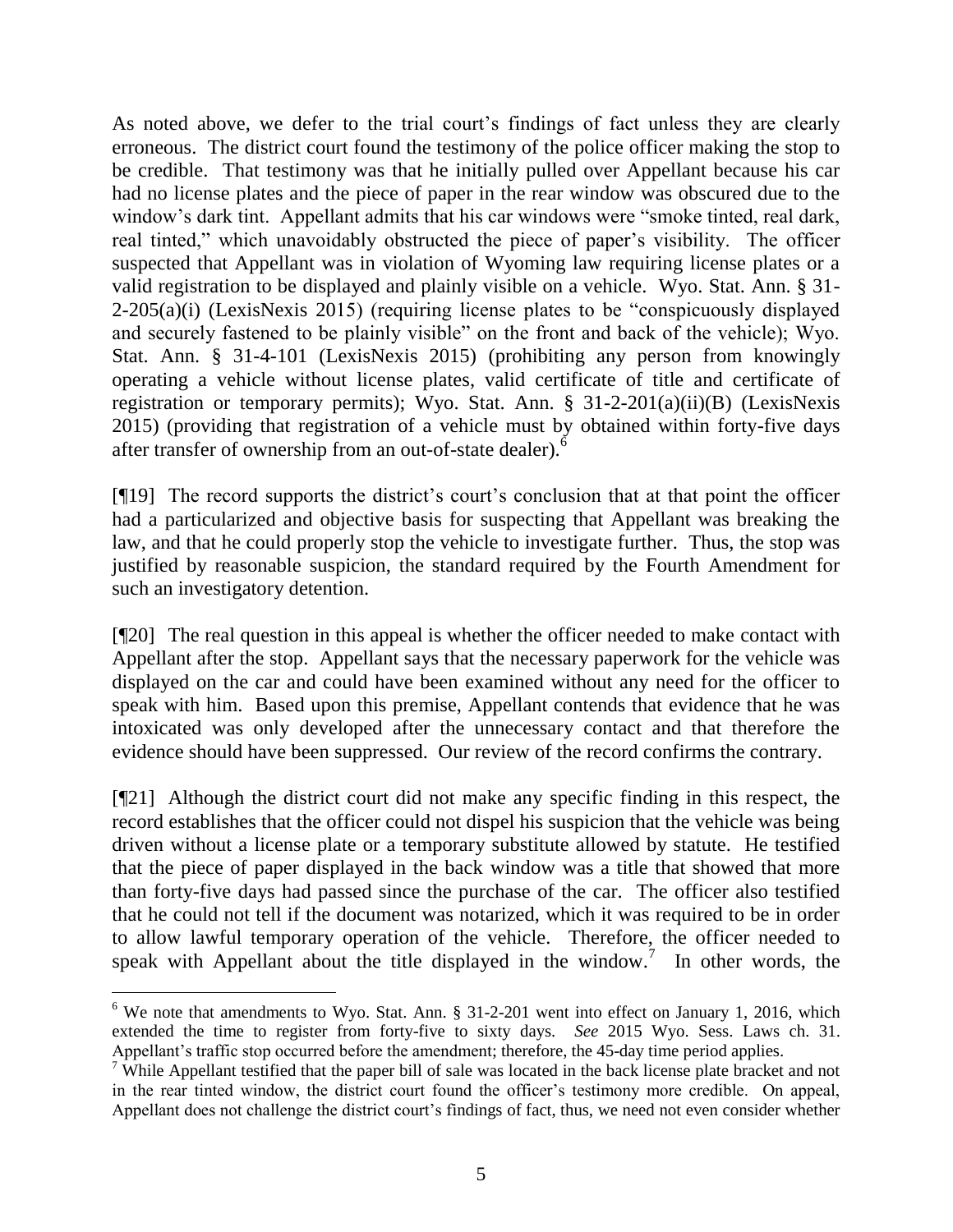As noted above, we defer to the trial court's findings of fact unless they are clearly erroneous. The district court found the testimony of the police officer making the stop to be credible. That testimony was that he initially pulled over Appellant because his car had no license plates and the piece of paper in the rear window was obscured due to the window's dark tint. Appellant admits that his car windows were "smoke tinted, real dark, real tinted," which unavoidably obstructed the piece of paper's visibility. The officer suspected that Appellant was in violation of Wyoming law requiring license plates or a valid registration to be displayed and plainly visible on a vehicle. Wyo. Stat. Ann. § 31-2-205(a)(i) (LexisNexis 2015) (requiring license plates to be "conspicuously displayed and securely fastened to be plainly visible" on the front and back of the vehicle); Wyo. Stat. Ann. § 31-4-101 (LexisNexis 2015) (prohibiting any person from knowingly operating a vehicle without license plates, valid certificate of title and certificate of registration or temporary permits); Wyo. Stat. Ann. § 31-2-201(a)(ii)(B) (LexisNexis 2015) (providing that registration of a vehicle must by obtained within forty-five days after transfer of ownership from an out-of-state dealer).[6]

[¶19] The record supports the district's court's conclusion that at that point the officer had a particularized and objective basis for suspecting that Appellant was breaking the law, and that he could properly stop the vehicle to investigate further. Thus, the stop was justified by reasonable suspicion, the standard required by the Fourth Amendment for such an investigatory detention.

[¶20] The real question in this appeal is whether the officer needed to make contact with Appellant after the stop. Appellant says that the necessary paperwork for the vehicle was displayed on the car and could have been examined without any need for the officer to speak with him. Based upon this premise, Appellant contends that evidence that he was intoxicated was only developed after the unnecessary contact and that therefore the evidence should have been suppressed. Our review of the record confirms the contrary.

[¶21] Although the district court did not make any specific finding in this respect, the record establishes that the officer could not dispel his suspicion that the vehicle was being driven without a license plate or a temporary substitute allowed by statute. He testified that the piece of paper displayed in the back window was a title that showed that more than forty-five days had passed since the purchase of the car. The officer also testified that he could not tell if the document was notarized, which it was required to be in order to allow lawful temporary operation of the vehicle. Therefore, the officer needed to speak with Appellant about the title displayed in the window.[7] In other words, the

---

[6] We note that amendments to Wyo. Stat. Ann. § 31-2-201 went into effect on January 1, 2016, which extended the time to register from forty-five to sixty days. *See* 2015 Wyo. Sess. Laws ch. 31. Appellant's traffic stop occurred before the amendment; therefore, the 45-day time period applies.

[7] While Appellant testified that the paper bill of sale was located in the back license plate bracket and not in the rear tinted window, the district court found the officer's testimony more credible. On appeal, Appellant does not challenge the district court's findings of fact, thus, we need not even consider whether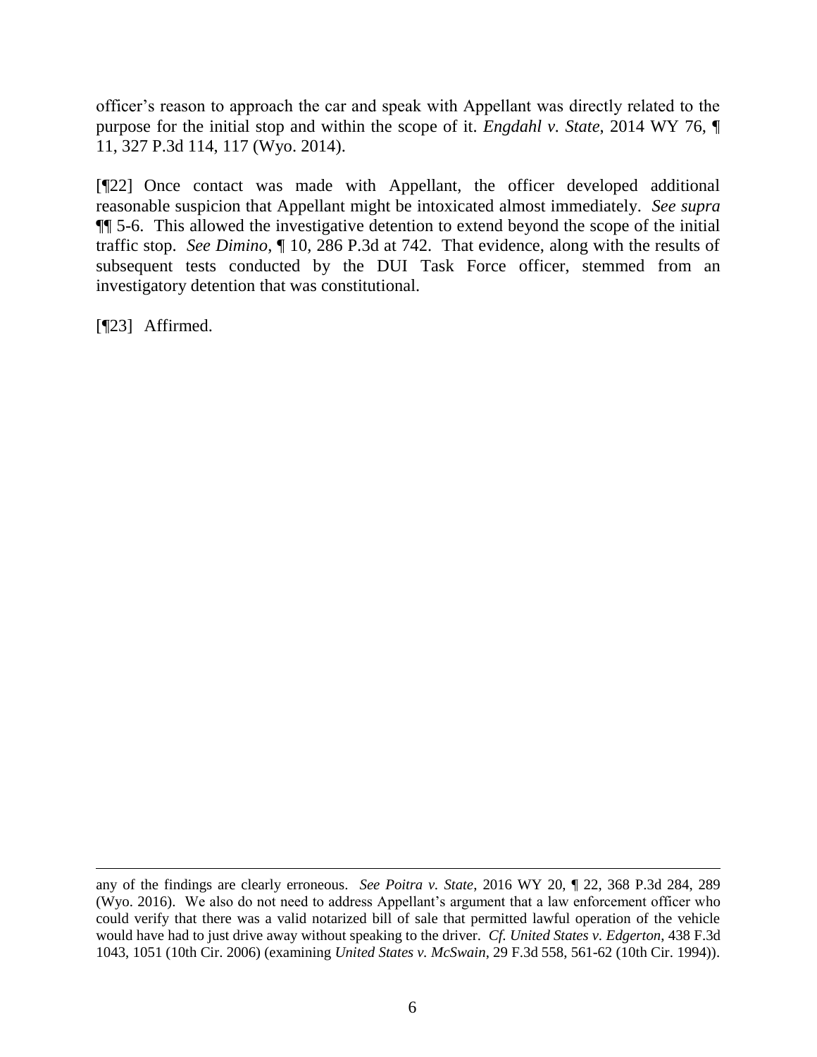officer's reason to approach the car and speak with Appellant was directly related to the purpose for the initial stop and within the scope of it. *Engdahl v. State*, 2014 WY 76, ¶ 11, 327 P.3d 114, 117 (Wyo. 2014).

[¶22] Once contact was made with Appellant, the officer developed additional reasonable suspicion that Appellant might be intoxicated almost immediately. *See supra* ¶¶ 5-6. This allowed the investigative detention to extend beyond the scope of the initial traffic stop. *See Dimino*, ¶ 10, 286 P.3d at 742. That evidence, along with the results of subsequent tests conducted by the DUI Task Force officer, stemmed from an investigatory detention that was constitutional.

[¶23] Affirmed.

---

any of the findings are clearly erroneous. *See Poitra v. State*, 2016 WY 20, ¶ 22, 368 P.3d 284, 289 (Wyo. 2016). We also do not need to address Appellant's argument that a law enforcement officer who could verify that there was a valid notarized bill of sale that permitted lawful operation of the vehicle would have had to just drive away without speaking to the driver. *Cf. United States v. Edgerton*, 438 F.3d 1043, 1051 (10th Cir. 2006) (examining *United States v. McSwain*, 29 F.3d 558, 561-62 (10th Cir. 1994)).